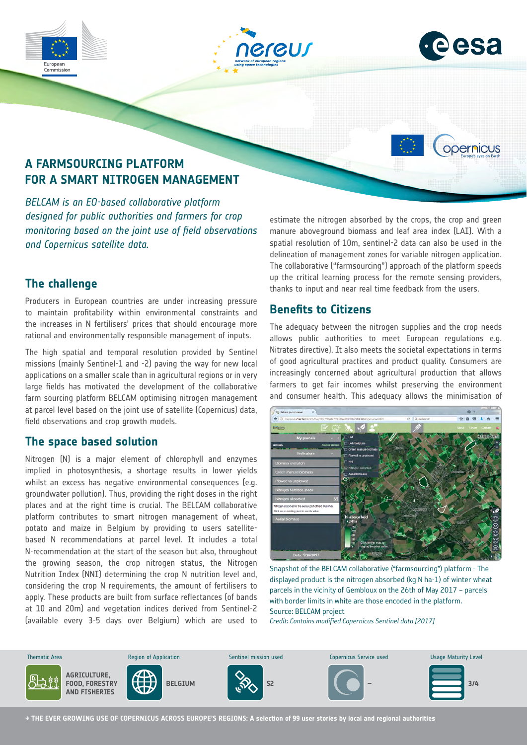# A FARMSOURCING PLATFORM FOR A SMART NITROGEN MANAGEMENT

*BELCAM is an EO-based collaborative platform designed for public authorities and farmers for crop monitoring based on the joint use of field observations and Copernicus satellite data.*

## The challenge

Producers in European countries are under increasing pressure to maintain profitability within environmental constraints and the increases in N fertilisers' prices that should encourage more rational and environmentally responsible management of inputs.

The high spatial and temporal resolution provided by Sentinel missions (mainly Sentinel-1 and -2) paving the way for new local applications on a smaller scale than in agricultural regions or in very large fields has motivated the development of the collaborative farm sourcing platform BELCAM optimising nitrogen management at parcel level based on the joint use of satellite (Copernicus) data, field observations and crop growth models.

## The space based solution

Nitrogen (N) is a major element of chlorophyll and enzymes implied in photosynthesis, a shortage results in lower yields whilst an excess has negative environmental consequences (e.g. groundwater pollution). Thus, providing the right doses in the right places and at the right time is crucial. The BELCAM collaborative platform contributes to smart nitrogen management of wheat, potato and maize in Belgium by providing to users satellite-based N recommendations at parcel level. It includes a total N-recommendation at the start of the season but also, throughout the growing season, the crop nitrogen status, the Nitrogen Nutrition Index (NNI) determining the crop N nutrition level and, considering the crop N requirements, the amount of fertilisers to apply. These products are built from surface reflectances (of bands at 10 and 20m) and vegetation indices derived from Sentinel-2 (available every 3-5 days over Belgium) which are used to estimate the nitrogen absorbed by the crops, the crop and green manure aboveground biomass and leaf area index (LAI). With a spatial resolution of 10m, sentinel-2 data can also be used in the delineation of management zones for variable nitrogen application. The collaborative ("farmsourcing") approach of the platform speeds up the critical learning process for the remote sensing providers, thanks to input and near real time feedback from the users.

## Benefits to Citizens

The adequacy between the nitrogen supplies and the crop needs allows public authorities to meet European regulations e.g. Nitrates directive). It also meets the societal expectations in terms of good agricultural practices and product quality. Consumers are increasingly concerned about agricultural production that allows farmers to get fair incomes whilst preserving the environment and consumer health. This adequacy allows the minimisation of

Snapshot of the BELCAM collaborative ("farmsourcing") platform - The displayed product is the nitrogen absorbed (kg N ha-1) of winter wheat parcels in the vicinity of Gembloux on the 26th of May 2017 – parcels with border limits in white are those encoded in the platform.
Source: BELCAM project
*Credit: Contains modified Copernicus Sentinel data [2017]*

| Thematic Area | Region of Application | Sentinel mission used | Copernicus Service used | Usage Maturity Level |
|---|---|---|---|---|
| AGRICULTURE, FOOD, FORESTRY AND FISHERIES | BELGIUM | S2 | – | 3/4 |

→ THE EVER GROWING USE OF COPERNICUS ACROSS EUROPE'S REGIONS: A selection of 99 user stories by local and regional authorities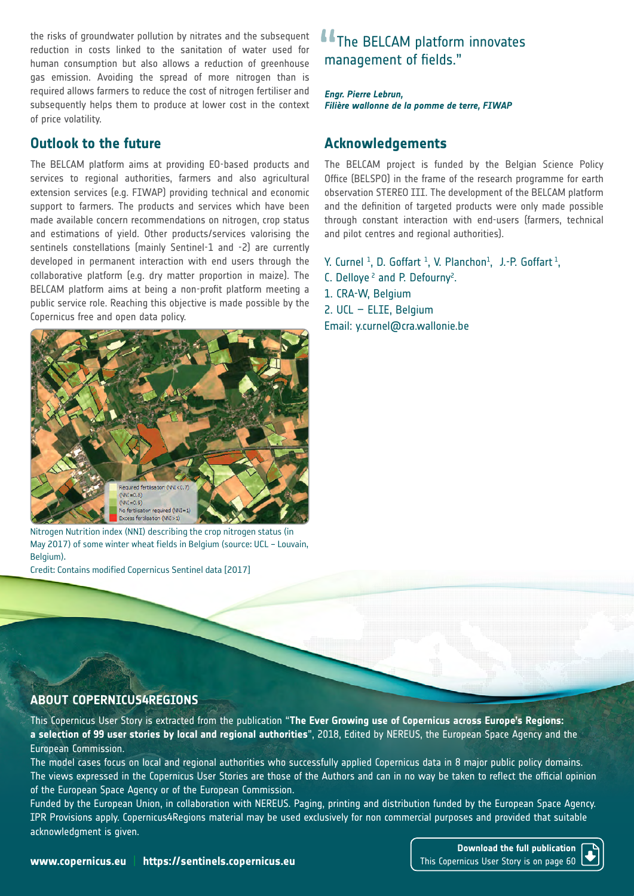the risks of groundwater pollution by nitrates and the subsequent reduction in costs linked to the sanitation of water used for human consumption but also allows a reduction of greenhouse gas emission. Avoiding the spread of more nitrogen than is required allows farmers to reduce the cost of nitrogen fertiliser and subsequently helps them to produce at lower cost in the context of price volatility.

## Outlook to the future

The BELCAM platform aims at providing EO-based products and services to regional authorities, farmers and also agricultural extension services (e.g. FIWAP) providing technical and economic support to farmers. The products and services which have been made available concern recommendations on nitrogen, crop status and estimations of yield. Other products/services valorising the sentinels constellations (mainly Sentinel-1 and -2) are currently developed in permanent interaction with end users through the collaborative platform (e.g. dry matter proportion in maize). The BELCAM platform aims at being a non-profit platform meeting a public service role. Reaching this objective is made possible by the Copernicus free and open data policy.

Required fertilisation (NNI<0.7)
(NNI=0.8)
(NNI=0.9)
No fertilisation required (NNI=1)
Excess fertilisation (NNI>1)

Nitrogen Nutrition index (NNI) describing the crop nitrogen status (in May 2017) of some winter wheat fields in Belgium (source: UCL – Louvain, Belgium).
Credit: Contains modified Copernicus Sentinel data [2017]

> "The BELCAM platform innovates management of fields."
>
> ***Engr. Pierre Lebrun,***
> ***Filière wallonne de la pomme de terre, FIWAP***

## Acknowledgements

The BELCAM project is funded by the Belgian Science Policy Office (BELSPO) in the frame of the research programme for earth observation STEREO III. The development of the BELCAM platform and the definition of targeted products were only made possible through constant interaction with end-users (farmers, technical and pilot centres and regional authorities).

Y. Curnel [1], D. Goffart [1], V. Planchon[1], J.-P. Goffart [1], C. Delloye [2] and P. Defourny[2].
1. CRA-W, Belgium
2. UCL – ELIE, Belgium
Email: y.curnel@cra.wallonie.be

## ABOUT COPERNICUS4REGIONS

This Copernicus User Story is extracted from the publication "**The Ever Growing use of Copernicus across Europe's Regions: a selection of 99 user stories by local and regional authorities**", 2018, Edited by NEREUS, the European Space Agency and the European Commission.
The model cases focus on local and regional authorities who successfully applied Copernicus data in 8 major public policy domains. The views expressed in the Copernicus User Stories are those of the Authors and can in no way be taken to reflect the official opinion of the European Space Agency or of the European Commission.
Funded by the European Union, in collaboration with NEREUS. Paging, printing and distribution funded by the European Space Agency. IPR Provisions apply. Copernicus4Regions material may be used exclusively for non commercial purposes and provided that suitable acknowledgment is given.

**www.copernicus.eu** | **https://sentinels.copernicus.eu**

**Download the full publication**
This Copernicus User Story is on page 60